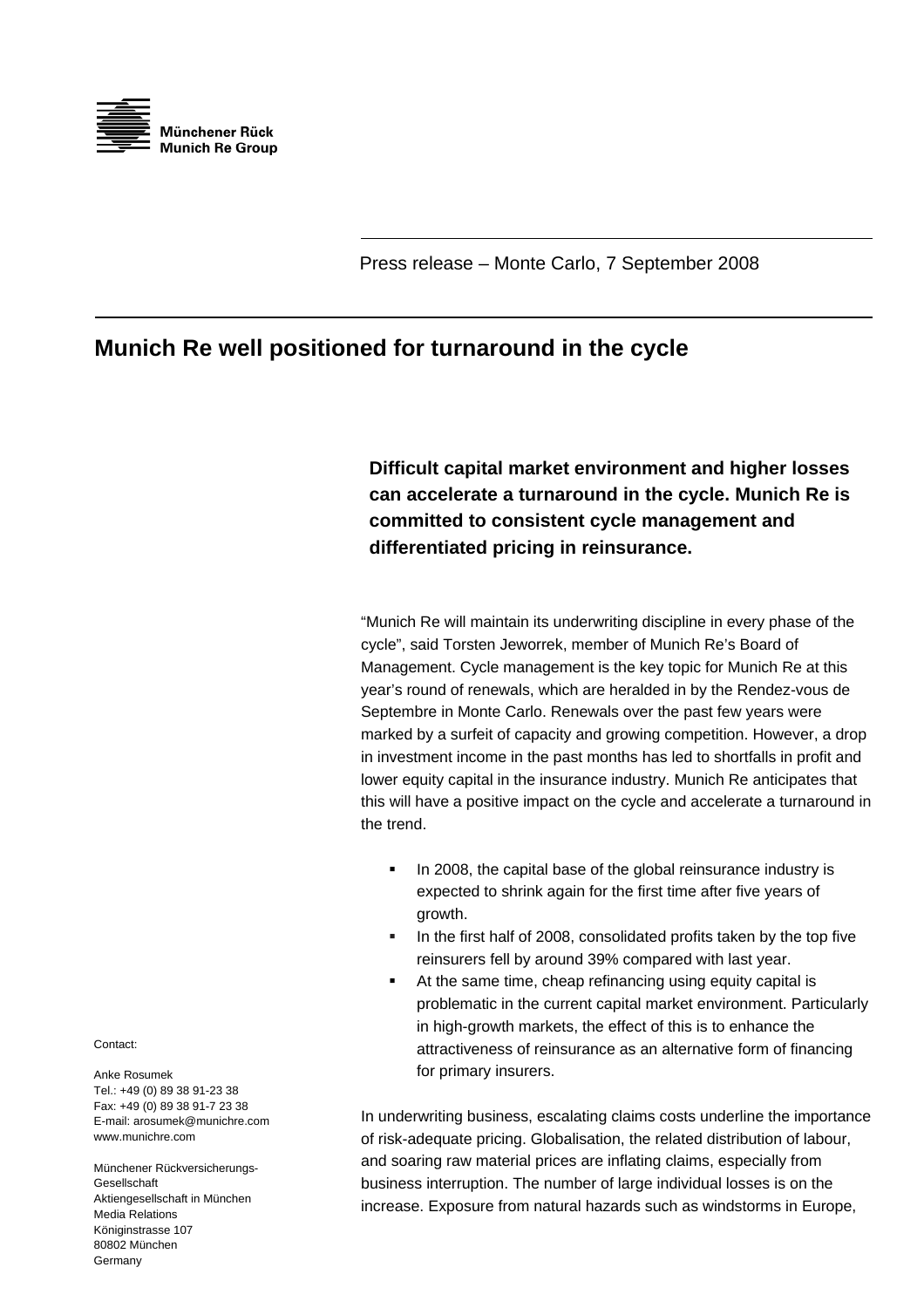Münchener Rück
Munich Re Group

Press release – Monte Carlo, 7 September 2008

# Munich Re well positioned for turnaround in the cycle

**Difficult capital market environment and higher losses can accelerate a turnaround in the cycle. Munich Re is committed to consistent cycle management and differentiated pricing in reinsurance.**

"Munich Re will maintain its underwriting discipline in every phase of the cycle", said Torsten Jeworrek, member of Munich Re's Board of Management. Cycle management is the key topic for Munich Re at this year's round of renewals, which are heralded in by the Rendez-vous de Septembre in Monte Carlo. Renewals over the past few years were marked by a surfeit of capacity and growing competition. However, a drop in investment income in the past months has led to shortfalls in profit and lower equity capital in the insurance industry. Munich Re anticipates that this will have a positive impact on the cycle and accelerate a turnaround in the trend.

- In 2008, the capital base of the global reinsurance industry is expected to shrink again for the first time after five years of growth.
- In the first half of 2008, consolidated profits taken by the top five reinsurers fell by around 39% compared with last year.
- At the same time, cheap refinancing using equity capital is problematic in the current capital market environment. Particularly in high-growth markets, the effect of this is to enhance the attractiveness of reinsurance as an alternative form of financing for primary insurers.

In underwriting business, escalating claims costs underline the importance of risk-adequate pricing. Globalisation, the related distribution of labour, and soaring raw material prices are inflating claims, especially from business interruption. The number of large individual losses is on the increase. Exposure from natural hazards such as windstorms in Europe,

Contact:

Anke Rosumek
Tel.: +49 (0) 89 38 91-23 38
Fax: +49 (0) 89 38 91-7 23 38
E-mail: arosumek@munichre.com
www.munichre.com

Münchener Rückversicherungs-Gesellschaft
Aktiengesellschaft in München
Media Relations
Königinstrasse 107
80802 München
Germany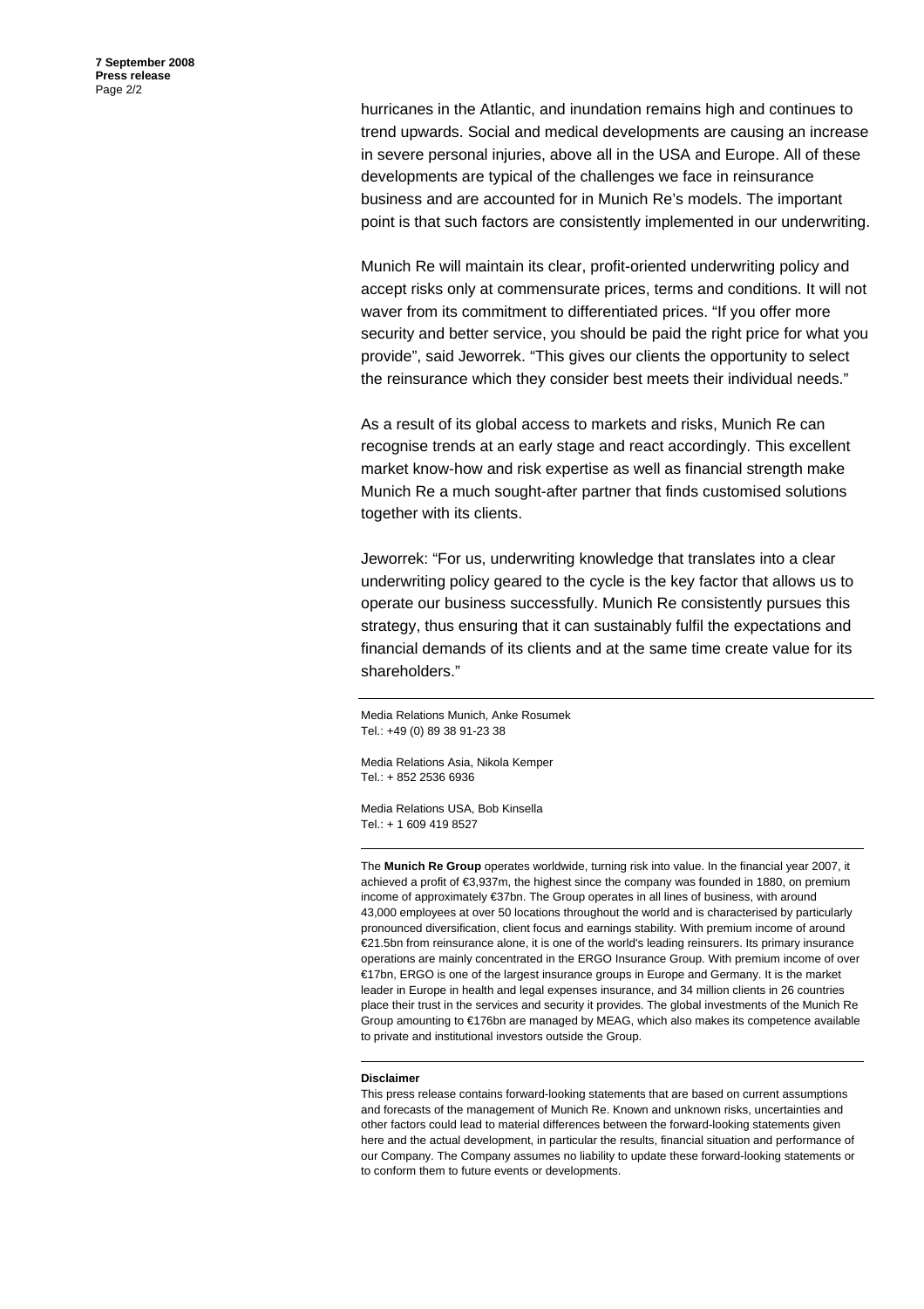hurricanes in the Atlantic, and inundation remains high and continues to trend upwards. Social and medical developments are causing an increase in severe personal injuries, above all in the USA and Europe. All of these developments are typical of the challenges we face in reinsurance business and are accounted for in Munich Re's models. The important point is that such factors are consistently implemented in our underwriting.

Munich Re will maintain its clear, profit-oriented underwriting policy and accept risks only at commensurate prices, terms and conditions. It will not waver from its commitment to differentiated prices. "If you offer more security and better service, you should be paid the right price for what you provide", said Jeworrek. "This gives our clients the opportunity to select the reinsurance which they consider best meets their individual needs."

As a result of its global access to markets and risks, Munich Re can recognise trends at an early stage and react accordingly. This excellent market know-how and risk expertise as well as financial strength make Munich Re a much sought-after partner that finds customised solutions together with its clients.

Jeworrek: "For us, underwriting knowledge that translates into a clear underwriting policy geared to the cycle is the key factor that allows us to operate our business successfully. Munich Re consistently pursues this strategy, thus ensuring that it can sustainably fulfil the expectations and financial demands of its clients and at the same time create value for its shareholders."

---

Media Relations Munich, Anke Rosumek
Tel.: +49 (0) 89 38 91-23 38

Media Relations Asia, Nikola Kemper
Tel.: + 852 2536 6936

Media Relations USA, Bob Kinsella
Tel.: + 1 609 419 8527

---

The **Munich Re Group** operates worldwide, turning risk into value. In the financial year 2007, it achieved a profit of €3,937m, the highest since the company was founded in 1880, on premium income of approximately €37bn. The Group operates in all lines of business, with around 43,000 employees at over 50 locations throughout the world and is characterised by particularly pronounced diversification, client focus and earnings stability. With premium income of around €21.5bn from reinsurance alone, it is one of the world's leading reinsurers. Its primary insurance operations are mainly concentrated in the ERGO Insurance Group. With premium income of over €17bn, ERGO is one of the largest insurance groups in Europe and Germany. It is the market leader in Europe in health and legal expenses insurance, and 34 million clients in 26 countries place their trust in the services and security it provides. The global investments of the Munich Re Group amounting to €176bn are managed by MEAG, which also makes its competence available to private and institutional investors outside the Group.

---

**Disclaimer**

This press release contains forward-looking statements that are based on current assumptions and forecasts of the management of Munich Re. Known and unknown risks, uncertainties and other factors could lead to material differences between the forward-looking statements given here and the actual development, in particular the results, financial situation and performance of our Company. The Company assumes no liability to update these forward-looking statements or to conform them to future events or developments.